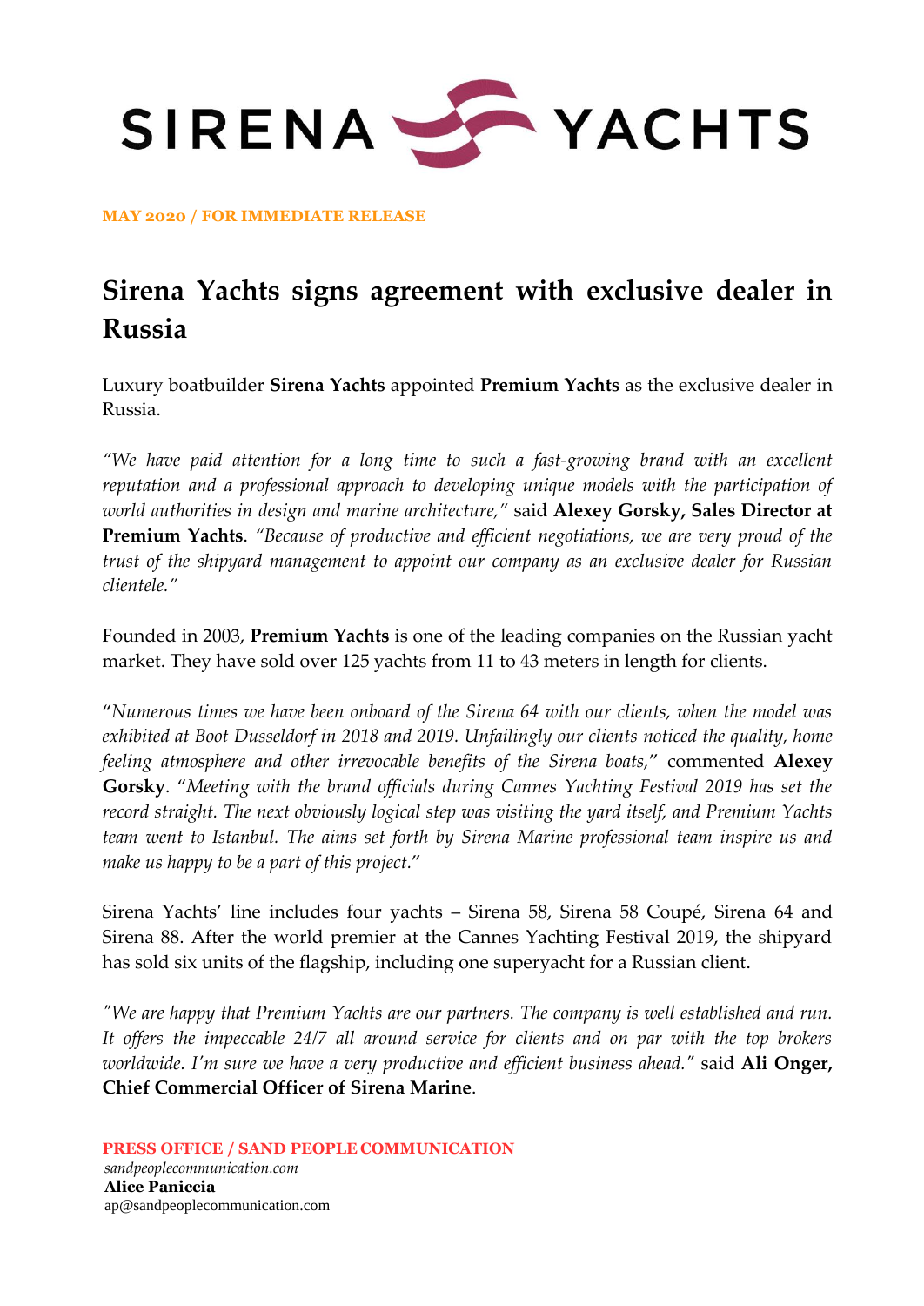SIRENA YACHTS

**MAY 2020 / FOR IMMEDIATE RELEASE**

# Sirena Yachts signs agreement with exclusive dealer in Russia

Luxury boatbuilder **Sirena Yachts** appointed **Premium Yachts** as the exclusive dealer in Russia.

*"We have paid attention for a long time to such a fast-growing brand with an excellent reputation and a professional approach to developing unique models with the participation of world authorities in design and marine architecture,"* said **Alexey Gorsky, Sales Director at Premium Yachts**. *"Because of productive and efficient negotiations, we are very proud of the trust of the shipyard management to appoint our company as an exclusive dealer for Russian clientele."*

Founded in 2003, **Premium Yachts** is one of the leading companies on the Russian yacht market. They have sold over 125 yachts from 11 to 43 meters in length for clients.

"*Numerous times we have been onboard of the Sirena 64 with our clients, when the model was exhibited at Boot Dusseldorf in 2018 and 2019. Unfailingly our clients noticed the quality, home feeling atmosphere and other irrevocable benefits of the Sirena boats,*" commented **Alexey Gorsky**. "*Meeting with the brand officials during Cannes Yachting Festival 2019 has set the record straight. The next obviously logical step was visiting the yard itself, and Premium Yachts team went to Istanbul. The aims set forth by Sirena Marine professional team inspire us and make us happy to be a part of this project.*"

Sirena Yachts' line includes four yachts – Sirena 58, Sirena 58 Coupé, Sirena 64 and Sirena 88. After the world premier at the Cannes Yachting Festival 2019, the shipyard has sold six units of the flagship, including one superyacht for a Russian client.

*"We are happy that Premium Yachts are our partners. The company is well established and run. It offers the impeccable 24/7 all around service for clients and on par with the top brokers worldwide. I'm sure we have a very productive and efficient business ahead."* said **Ali Onger, Chief Commercial Officer of Sirena Marine**.

**PRESS OFFICE / SAND PEOPLE COMMUNICATION**
*sandpeoplecommunication.com*
**Alice Paniccia**
ap@sandpeoplecommunication.com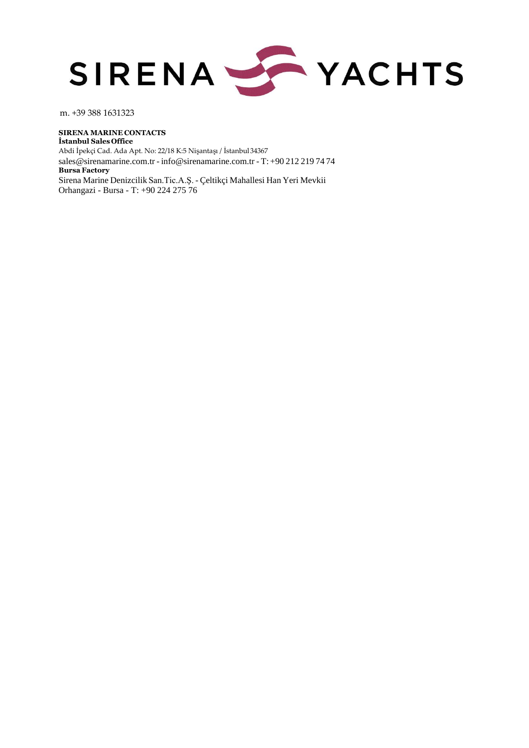SIRENA YACHTS

m. +39 388 1631323

**SIRENA MARINE CONTACTS**
**İstanbul Sales Office**
Abdi İpekçi Cad. Ada Apt. No: 22/18 K:5 Nişantaşı / İstanbul 34367
sales@sirenamarine.com.tr - info@sirenamarine.com.tr - T: +90 212 219 74 74
**Bursa Factory**
Sirena Marine Denizcilik San.Tic.A.Ş. - Çeltikçi Mahallesi Han Yeri Mevkii
Orhangazi - Bursa - T: +90 224 275 76